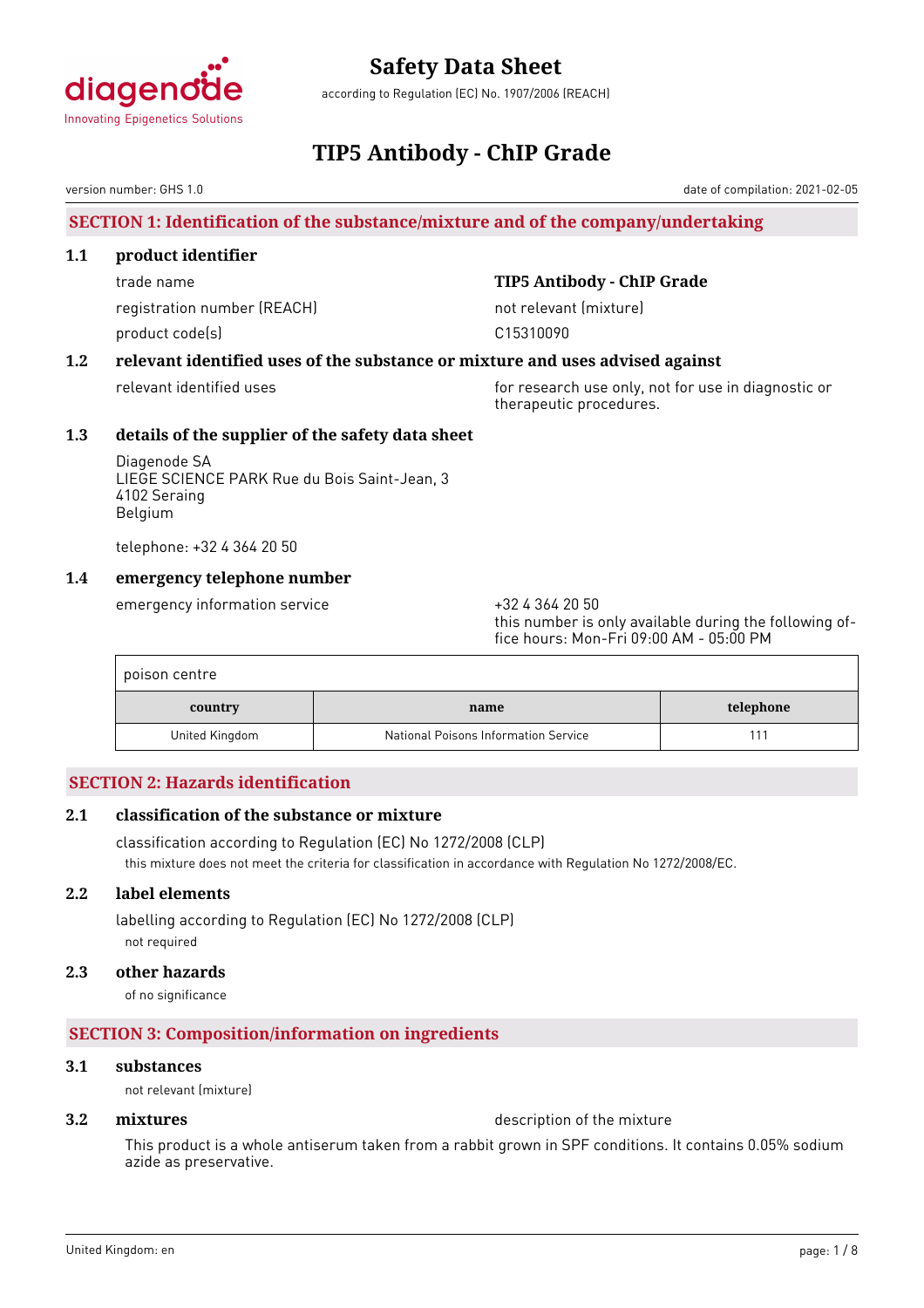# Safety Data Sheet

according to Regulation (EC) No. 1907/2006 (REACH)

# TIP5 Antibody - ChIP Grade

version number: GHS 1.0 date of compilation: 2021-02-05

## SECTION 1: Identification of the substance/mixture and of the company/undertaking

### 1.1 product identifier

trade name: **TIP5 Antibody - ChIP Grade**

registration number (REACH): not relevant (mixture)

product code(s): C15310090

### 1.2 relevant identified uses of the substance or mixture and uses advised against

relevant identified uses: for research use only, not for use in diagnostic or therapeutic procedures.

### 1.3 details of the supplier of the safety data sheet

Diagenode SA
LIEGE SCIENCE PARK Rue du Bois Saint-Jean, 3
4102 Seraing
Belgium

telephone: +32 4 364 20 50

### 1.4 emergency telephone number

emergency information service: +32 4 364 20 50
this number is only available during the following office hours: Mon-Fri 09:00 AM - 05:00 PM

poison centre

| country | name | telephone |
|---|---|---|
| United Kingdom | National Poisons Information Service | 111 |

## SECTION 2: Hazards identification

### 2.1 classification of the substance or mixture

classification according to Regulation (EC) No 1272/2008 (CLP)

this mixture does not meet the criteria for classification in accordance with Regulation No 1272/2008/EC.

### 2.2 label elements

labelling according to Regulation (EC) No 1272/2008 (CLP)

not required

### 2.3 other hazards

of no significance

## SECTION 3: Composition/information on ingredients

### 3.1 substances

not relevant (mixture)

### 3.2 mixtures

description of the mixture

This product is a whole antiserum taken from a rabbit grown in SPF conditions. It contains 0.05% sodium azide as preservative.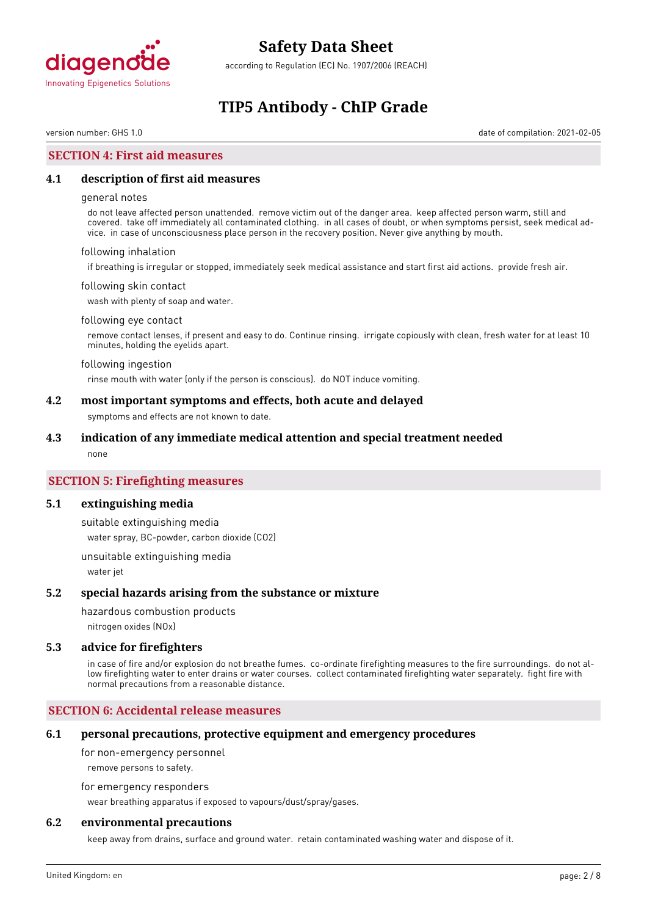## SECTION 4: First aid measures

### 4.1 description of first aid measures

general notes

do not leave affected person unattended. remove victim out of the danger area. keep affected person warm, still and covered. take off immediately all contaminated clothing. in all cases of doubt, or when symptoms persist, seek medical advice. in case of unconsciousness place person in the recovery position. Never give anything by mouth.

following inhalation

if breathing is irregular or stopped, immediately seek medical assistance and start first aid actions. provide fresh air.

following skin contact

wash with plenty of soap and water.

following eye contact

remove contact lenses, if present and easy to do. Continue rinsing. irrigate copiously with clean, fresh water for at least 10 minutes, holding the eyelids apart.

following ingestion

rinse mouth with water (only if the person is conscious). do NOT induce vomiting.

### 4.2 most important symptoms and effects, both acute and delayed

symptoms and effects are not known to date.

### 4.3 indication of any immediate medical attention and special treatment needed

none

## SECTION 5: Firefighting measures

### 5.1 extinguishing media

suitable extinguishing media

water spray, BC-powder, carbon dioxide ($CO_2$)

unsuitable extinguishing media

water jet

### 5.2 special hazards arising from the substance or mixture

hazardous combustion products

nitrogen oxides (NOx)

### 5.3 advice for firefighters

in case of fire and/or explosion do not breathe fumes. co-ordinate firefighting measures to the fire surroundings. do not allow firefighting water to enter drains or water courses. collect contaminated firefighting water separately. fight fire with normal precautions from a reasonable distance.

## SECTION 6: Accidental release measures

### 6.1 personal precautions, protective equipment and emergency procedures

for non-emergency personnel

remove persons to safety.

for emergency responders

wear breathing apparatus if exposed to vapours/dust/spray/gases.

### 6.2 environmental precautions

keep away from drains, surface and ground water. retain contaminated washing water and dispose of it.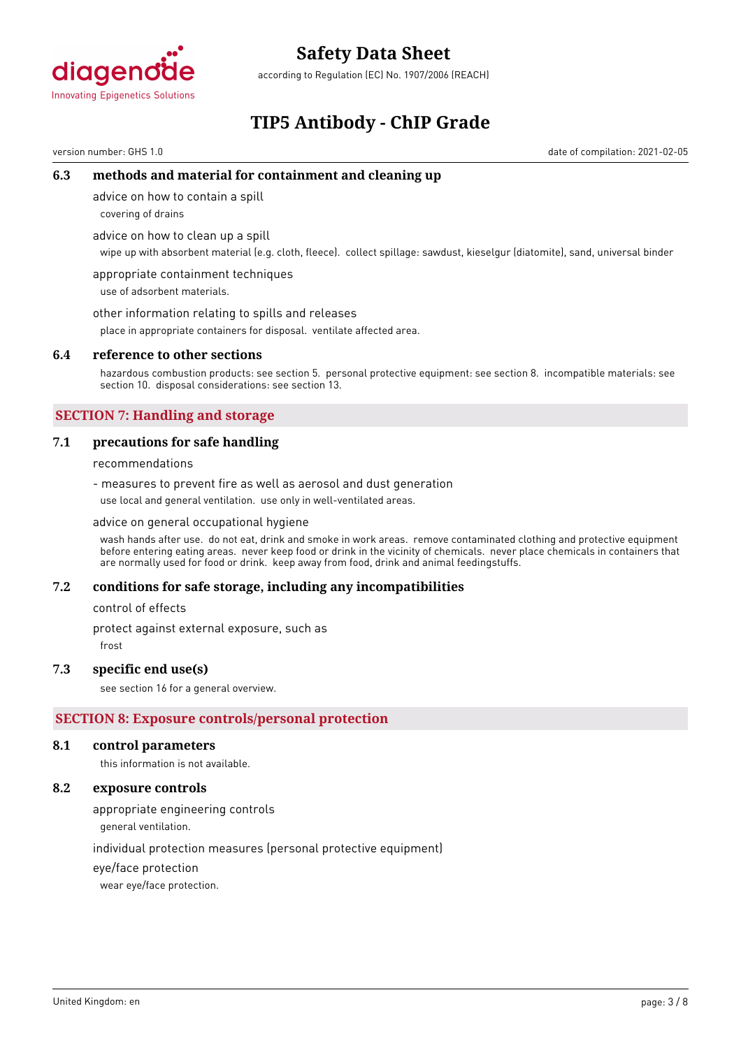### 6.3 methods and material for containment and cleaning up

advice on how to contain a spill

covering of drains

advice on how to clean up a spill

wipe up with absorbent material (e.g. cloth, fleece). collect spillage: sawdust, kieselgur (diatomite), sand, universal binder

appropriate containment techniques

use of adsorbent materials.

other information relating to spills and releases

place in appropriate containers for disposal. ventilate affected area.

### 6.4 reference to other sections

hazardous combustion products: see section 5. personal protective equipment: see section 8. incompatible materials: see section 10. disposal considerations: see section 13.

## SECTION 7: Handling and storage

### 7.1 precautions for safe handling

recommendations

- measures to prevent fire as well as aerosol and dust generation

use local and general ventilation. use only in well-ventilated areas.

advice on general occupational hygiene

wash hands after use. do not eat, drink and smoke in work areas. remove contaminated clothing and protective equipment before entering eating areas. never keep food or drink in the vicinity of chemicals. never place chemicals in containers that are normally used for food or drink. keep away from food, drink and animal feedingstuffs.

### 7.2 conditions for safe storage, including any incompatibilities

control of effects

protect against external exposure, such as

frost

### 7.3 specific end use(s)

see section 16 for a general overview.

## SECTION 8: Exposure controls/personal protection

### 8.1 control parameters

this information is not available.

### 8.2 exposure controls

appropriate engineering controls

general ventilation.

individual protection measures (personal protective equipment)

eye/face protection

wear eye/face protection.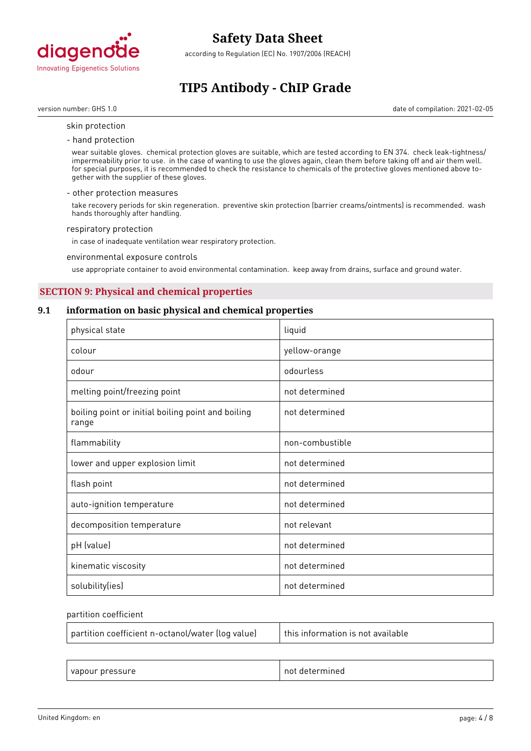skin protection

- hand protection

wear suitable gloves. chemical protection gloves are suitable, which are tested according to EN 374. check leak-tightness/impermeability prior to use. in the case of wanting to use the gloves again, clean them before taking off and air them well. for special purposes, it is recommended to check the resistance to chemicals of the protective gloves mentioned above together with the supplier of these gloves.

- other protection measures

take recovery periods for skin regeneration. preventive skin protection (barrier creams/ointments) is recommended. wash hands thoroughly after handling.

respiratory protection

in case of inadequate ventilation wear respiratory protection.

environmental exposure controls

use appropriate container to avoid environmental contamination. keep away from drains, surface and ground water.

## SECTION 9: Physical and chemical properties

### 9.1 information on basic physical and chemical properties

| | |
|---|---|
| physical state | liquid |
| colour | yellow-orange |
| odour | odourless |
| melting point/freezing point | not determined |
| boiling point or initial boiling point and boiling range | not determined |
| flammability | non-combustible |
| lower and upper explosion limit | not determined |
| flash point | not determined |
| auto-ignition temperature | not determined |
| decomposition temperature | not relevant |
| pH (value) | not determined |
| kinematic viscosity | not determined |
| solubility(ies) | not determined |

partition coefficient

| | |
|---|---|
| partition coefficient n-octanol/water (log value) | this information is not available |

| | |
|---|---|
| vapour pressure | not determined |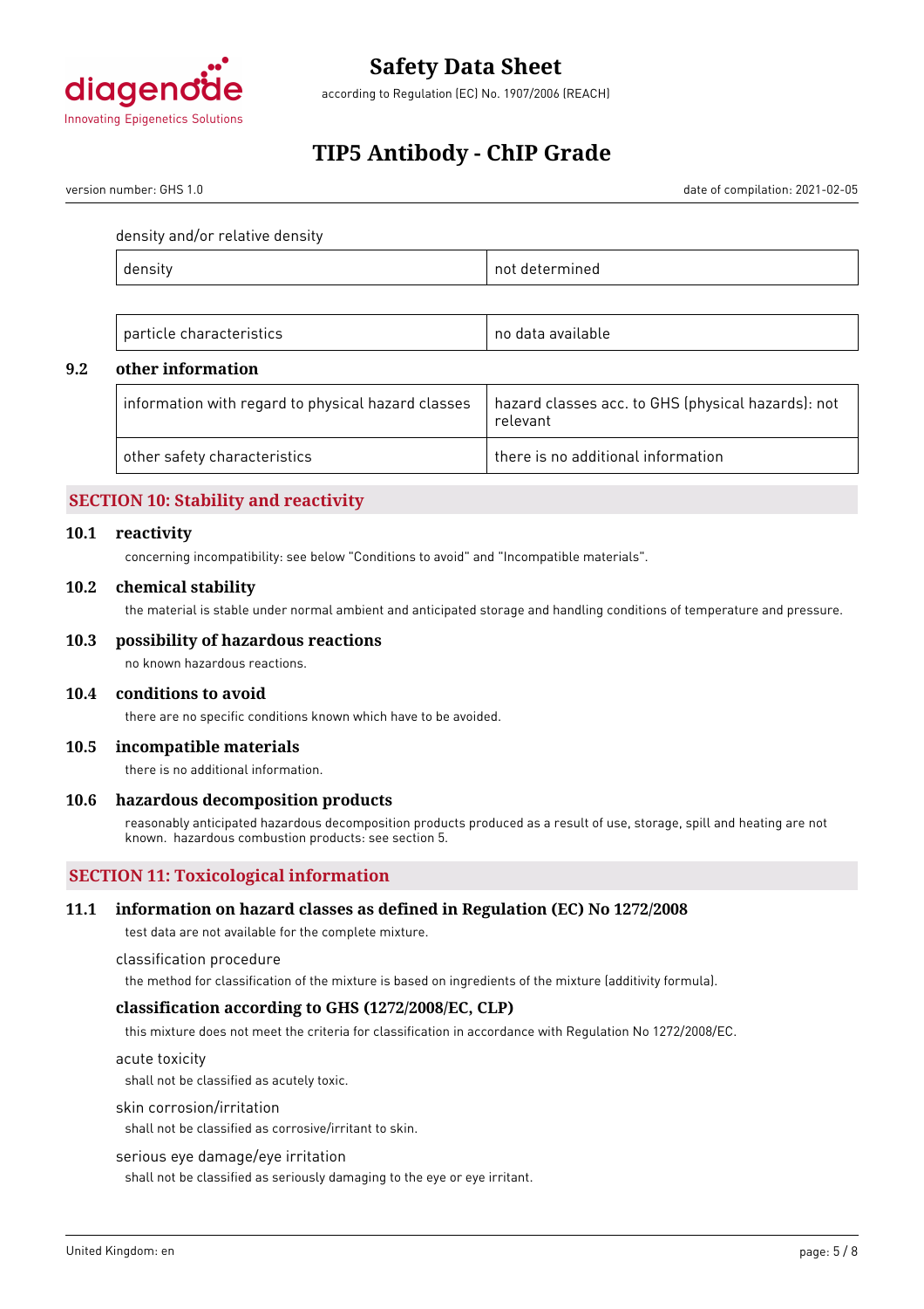density and/or relative density

| density | not determined |
|---|---|

| particle characteristics | no data available |
|---|---|

### 9.2 other information

| information with regard to physical hazard classes | hazard classes acc. to GHS (physical hazards): not relevant |
|---|---|
| other safety characteristics | there is no additional information |

## SECTION 10: Stability and reactivity

### 10.1 reactivity

concerning incompatibility: see below "Conditions to avoid" and "Incompatible materials".

### 10.2 chemical stability

the material is stable under normal ambient and anticipated storage and handling conditions of temperature and pressure.

### 10.3 possibility of hazardous reactions

no known hazardous reactions.

### 10.4 conditions to avoid

there are no specific conditions known which have to be avoided.

### 10.5 incompatible materials

there is no additional information.

### 10.6 hazardous decomposition products

reasonably anticipated hazardous decomposition products produced as a result of use, storage, spill and heating are not known. hazardous combustion products: see section 5.

## SECTION 11: Toxicological information

### 11.1 information on hazard classes as defined in Regulation (EC) No 1272/2008

test data are not available for the complete mixture.

classification procedure

the method for classification of the mixture is based on ingredients of the mixture (additivity formula).

#### classification according to GHS (1272/2008/EC, CLP)

this mixture does not meet the criteria for classification in accordance with Regulation No 1272/2008/EC.

acute toxicity

shall not be classified as acutely toxic.

skin corrosion/irritation

shall not be classified as corrosive/irritant to skin.

serious eye damage/eye irritation

shall not be classified as seriously damaging to the eye or eye irritant.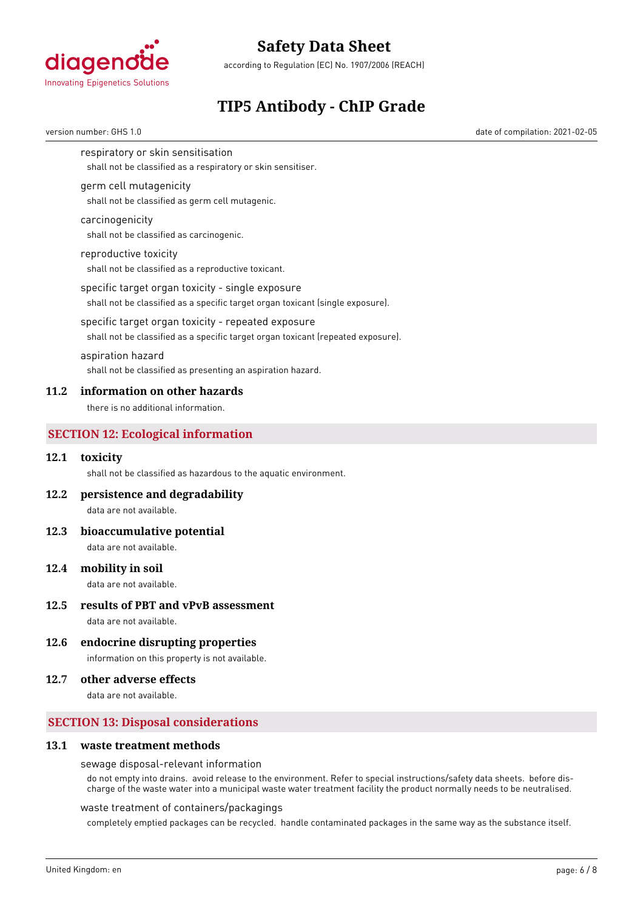respiratory or skin sensitisation

shall not be classified as a respiratory or skin sensitiser.

germ cell mutagenicity

shall not be classified as germ cell mutagenic.

carcinogenicity

shall not be classified as carcinogenic.

reproductive toxicity

shall not be classified as a reproductive toxicant.

specific target organ toxicity - single exposure

shall not be classified as a specific target organ toxicant (single exposure).

specific target organ toxicity - repeated exposure

shall not be classified as a specific target organ toxicant (repeated exposure).

aspiration hazard

shall not be classified as presenting an aspiration hazard.

### 11.2 information on other hazards

there is no additional information.

## SECTION 12: Ecological information

### 12.1 toxicity

shall not be classified as hazardous to the aquatic environment.

### 12.2 persistence and degradability

data are not available.

### 12.3 bioaccumulative potential

data are not available.

### 12.4 mobility in soil

data are not available.

### 12.5 results of PBT and vPvB assessment

data are not available.

### 12.6 endocrine disrupting properties

information on this property is not available.

### 12.7 other adverse effects

data are not available.

## SECTION 13: Disposal considerations

### 13.1 waste treatment methods

sewage disposal-relevant information

do not empty into drains. avoid release to the environment. Refer to special instructions/safety data sheets. before discharge of the waste water into a municipal waste water treatment facility the product normally needs to be neutralised.

waste treatment of containers/packagings

completely emptied packages can be recycled. handle contaminated packages in the same way as the substance itself.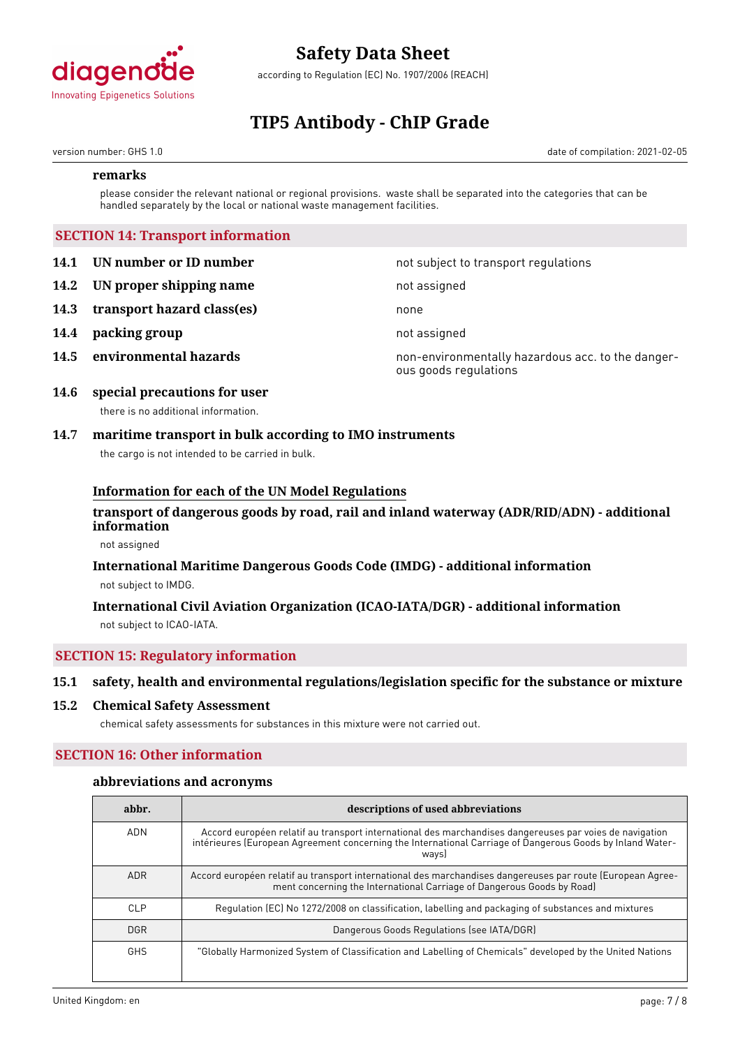### remarks

please consider the relevant national or regional provisions. waste shall be separated into the categories that can be handled separately by the local or national waste management facilities.

## SECTION 14: Transport information

**14.1 UN number or ID number** — not subject to transport regulations

**14.2 UN proper shipping name** — not assigned

**14.3 transport hazard class(es)** — none

**14.4 packing group** — not assigned

**14.5 environmental hazards** — non-environmentally hazardous acc. to the dangerous goods regulations

**14.6 special precautions for user**

there is no additional information.

**14.7 maritime transport in bulk according to IMO instruments**

the cargo is not intended to be carried in bulk.

### Information for each of the UN Model Regulations

**transport of dangerous goods by road, rail and inland waterway (ADR/RID/ADN) - additional information**

not assigned

**International Maritime Dangerous Goods Code (IMDG) - additional information**

not subject to IMDG.

**International Civil Aviation Organization (ICAO-IATA/DGR) - additional information**

not subject to ICAO-IATA.

## SECTION 15: Regulatory information

**15.1 safety, health and environmental regulations/legislation specific for the substance or mixture**

**15.2 Chemical Safety Assessment**

chemical safety assessments for substances in this mixture were not carried out.

## SECTION 16: Other information

### abbreviations and acronyms

| abbr. | descriptions of used abbreviations |
|---|---|
| ADN | Accord européen relatif au transport international des marchandises dangereuses par voies de navigation intérieures (European Agreement concerning the International Carriage of Dangerous Goods by Inland Waterways) |
| ADR | Accord européen relatif au transport international des marchandises dangereuses par route (European Agreement concerning the International Carriage of Dangerous Goods by Road) |
| CLP | Regulation (EC) No 1272/2008 on classification, labelling and packaging of substances and mixtures |
| DGR | Dangerous Goods Regulations (see IATA/DGR) |
| GHS | "Globally Harmonized System of Classification and Labelling of Chemicals" developed by the United Nations |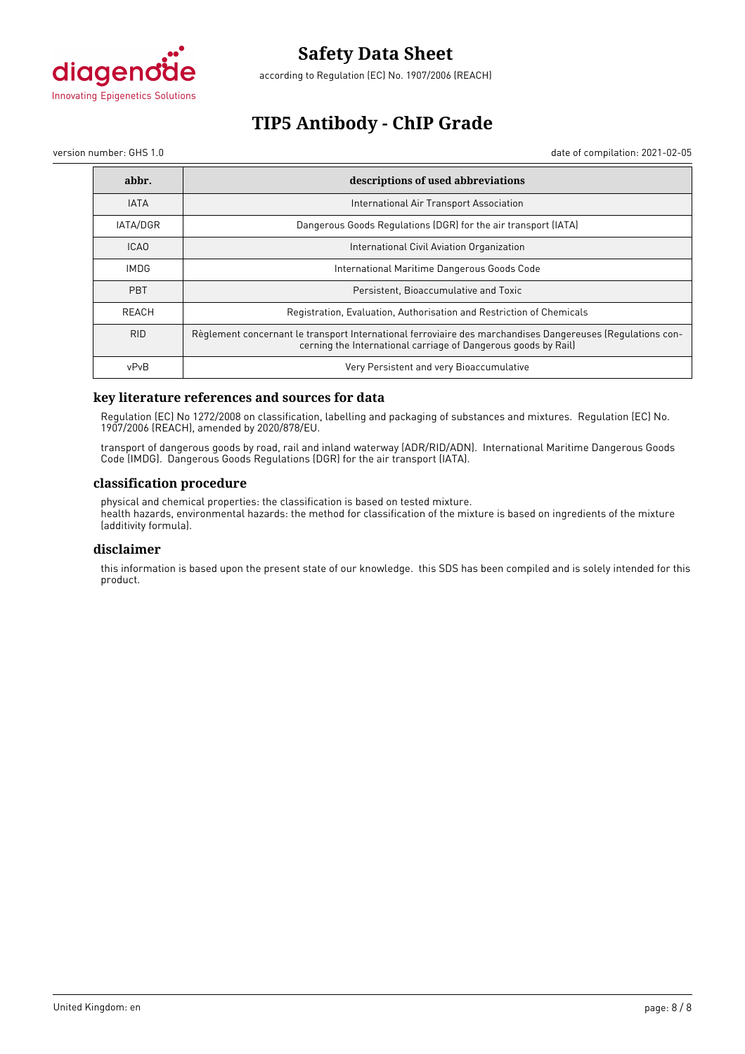| abbr. | descriptions of used abbreviations |
| --- | --- |
| IATA | International Air Transport Association |
| IATA/DGR | Dangerous Goods Regulations (DGR) for the air transport (IATA) |
| ICAO | International Civil Aviation Organization |
| IMDG | International Maritime Dangerous Goods Code |
| PBT | Persistent, Bioaccumulative and Toxic |
| REACH | Registration, Evaluation, Authorisation and Restriction of Chemicals |
| RID | Règlement concernant le transport International ferroviaire des marchandises Dangereuses (Regulations concerning the International carriage of Dangerous goods by Rail) |
| vPvB | Very Persistent and very Bioaccumulative |

### key literature references and sources for data

Regulation (EC) No 1272/2008 on classification, labelling and packaging of substances and mixtures. Regulation (EC) No. 1907/2006 (REACH), amended by 2020/878/EU.

transport of dangerous goods by road, rail and inland waterway (ADR/RID/ADN). International Maritime Dangerous Goods Code (IMDG). Dangerous Goods Regulations (DGR) for the air transport (IATA).

### classification procedure

physical and chemical properties: the classification is based on tested mixture.
health hazards, environmental hazards: the method for classification of the mixture is based on ingredients of the mixture (additivity formula).

### disclaimer

this information is based upon the present state of our knowledge. this SDS has been compiled and is solely intended for this product.